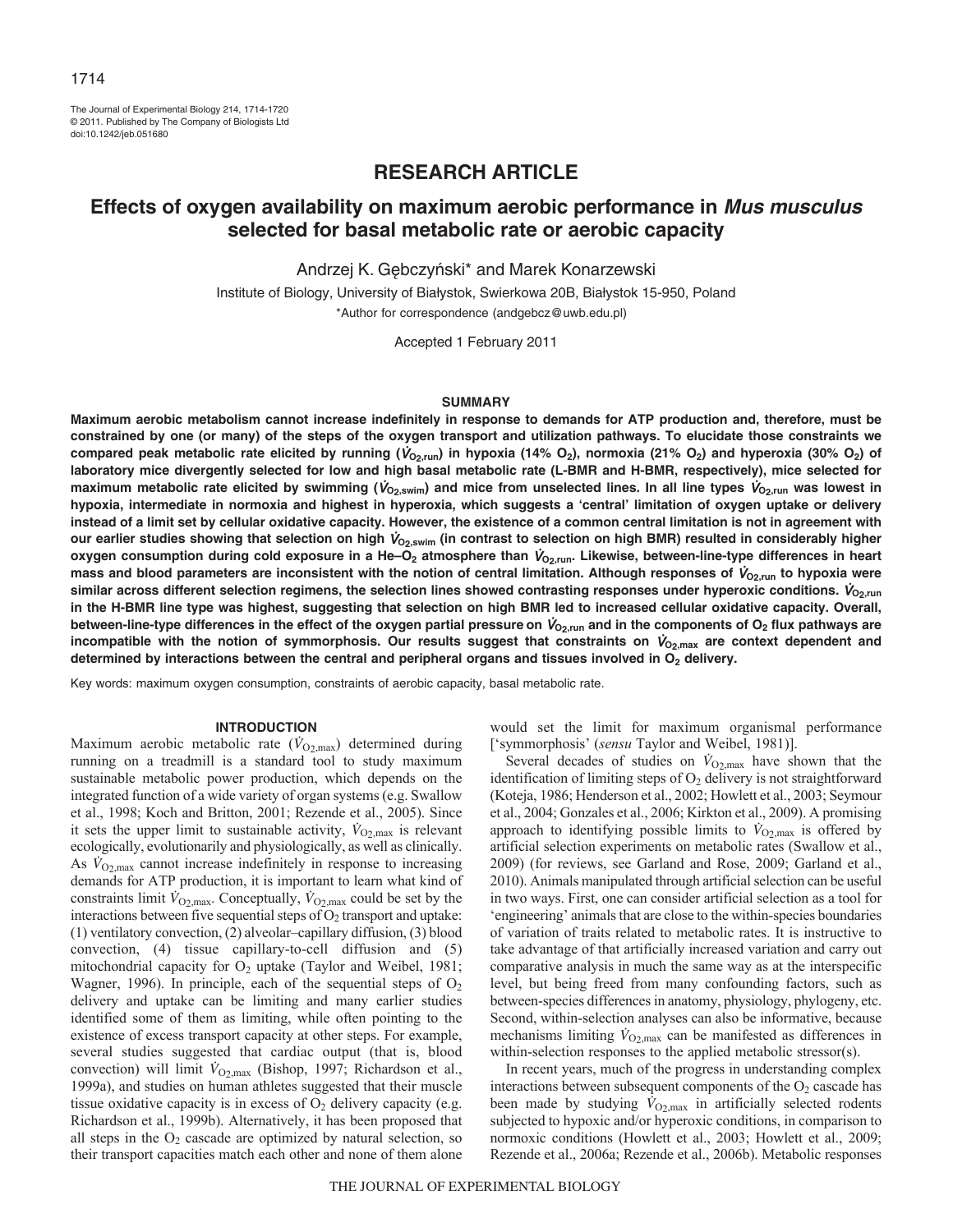The Journal of Experimental Biology 214, 1714-1720
© 2011. Published by The Company of Biologists Ltd
doi:10.1242/jeb.051680

## RESEARCH ARTICLE

# Effects of oxygen availability on maximum aerobic performance in *Mus musculus* selected for basal metabolic rate or aerobic capacity

Andrzej K. Gębczyński* and Marek Konarzewski

Institute of Biology, University of Białystok, Swierkowa 20B, Białystok 15-950, Poland

*Author for correspondence (andgebcz@uwb.edu.pl)

Accepted 1 February 2011

### SUMMARY

**Maximum aerobic metabolism cannot increase indefinitely in response to demands for ATP production and, therefore, must be constrained by one (or many) of the steps of the oxygen transport and utilization pathways. To elucidate those constraints we compared peak metabolic rate elicited by running ($\dot{V}_{O_2,run}$) in hypoxia (14% $O_2$), normoxia (21% $O_2$) and hyperoxia (30% $O_2$) of laboratory mice divergently selected for low and high basal metabolic rate (L-BMR and H-BMR, respectively), mice selected for maximum metabolic rate elicited by swimming ($\dot{V}_{O_2,swim}$) and mice from unselected lines. In all line types $\dot{V}_{O_2,run}$ was lowest in hypoxia, intermediate in normoxia and highest in hyperoxia, which suggests a 'central' limitation of oxygen uptake or delivery instead of a limit set by cellular oxidative capacity. However, the existence of a common central limitation is not in agreement with our earlier studies showing that selection on high $\dot{V}_{O_2,swim}$ (in contrast to selection on high BMR) resulted in considerably higher oxygen consumption during cold exposure in a He–$O_2$ atmosphere than $\dot{V}_{O_2,run}$. Likewise, between-line-type differences in heart mass and blood parameters are inconsistent with the notion of central limitation. Although responses of $\dot{V}_{O_2,run}$ to hypoxia were similar across different selection regimens, the selection lines showed contrasting responses under hyperoxic conditions. $\dot{V}_{O_2,run}$ in the H-BMR line type was highest, suggesting that selection on high BMR led to increased cellular oxidative capacity. Overall, between-line-type differences in the effect of the oxygen partial pressure on $\dot{V}_{O_2,run}$ and in the components of $O_2$ flux pathways are incompatible with the notion of symmorphosis. Our results suggest that constraints on $\dot{V}_{O_2,max}$ are context dependent and determined by interactions between the central and peripheral organs and tissues involved in $O_2$ delivery.**

Key words: maximum oxygen consumption, constraints of aerobic capacity, basal metabolic rate.

### INTRODUCTION

Maximum aerobic metabolic rate ($\dot{V}_{O_2,max}$) determined during running on a treadmill is a standard tool to study maximum sustainable metabolic power production, which depends on the integrated function of a wide variety of organ systems (e.g. Swallow et al., 1998; Koch and Britton, 2001; Rezende et al., 2005). Since it sets the upper limit to sustainable activity, $\dot{V}_{O_2,max}$ is relevant ecologically, evolutionarily and physiologically, as well as clinically. As $\dot{V}_{O_2,max}$ cannot increase indefinitely in response to increasing demands for ATP production, it is important to learn what kind of constraints limit $\dot{V}_{O_2,max}$. Conceptually, $\dot{V}_{O_2,max}$ could be set by the interactions between five sequential steps of $O_2$ transport and uptake: (1) ventilatory convection, (2) alveolar–capillary diffusion, (3) blood convection, (4) tissue capillary-to-cell diffusion and (5) mitochondrial capacity for $O_2$ uptake (Taylor and Weibel, 1981; Wagner, 1996). In principle, each of the sequential steps of $O_2$ delivery and uptake can be limiting and many earlier studies identified some of them as limiting, while often pointing to the existence of excess transport capacity at other steps. For example, several studies suggested that cardiac output (that is, blood convection) will limit $\dot{V}_{O_2,max}$ (Bishop, 1997; Richardson et al., 1999a), and studies on human athletes suggested that their muscle tissue oxidative capacity is in excess of $O_2$ delivery capacity (e.g. Richardson et al., 1999b). Alternatively, it has been proposed that all steps in the $O_2$ cascade are optimized by natural selection, so their transport capacities match each other and none of them alone would set the limit for maximum organismal performance ['symmorphosis' (*sensu* Taylor and Weibel, 1981)].

Several decades of studies on $\dot{V}_{O_2,max}$ have shown that the identification of limiting steps of $O_2$ delivery is not straightforward (Koteja, 1986; Henderson et al., 2002; Howlett et al., 2003; Seymour et al., 2004; Gonzales et al., 2006; Kirkton et al., 2009). A promising approach to identifying possible limits to $\dot{V}_{O_2,max}$ is offered by artificial selection experiments on metabolic rates (Swallow et al., 2009) (for reviews, see Garland and Rose, 2009; Garland et al., 2010). Animals manipulated through artificial selection can be useful in two ways. First, one can consider artificial selection as a tool for 'engineering' animals that are close to the within-species boundaries of variation of traits related to metabolic rates. It is instructive to take advantage of that artificially increased variation and carry out comparative analysis in much the same way as at the interspecific level, but being freed from many confounding factors, such as between-species differences in anatomy, physiology, phylogeny, etc. Second, within-selection analyses can also be informative, because mechanisms limiting $\dot{V}_{O_2,max}$ can be manifested as differences in within-selection responses to the applied metabolic stressor(s).

In recent years, much of the progress in understanding complex interactions between subsequent components of the $O_2$ cascade has been made by studying $\dot{V}_{O_2,max}$ in artificially selected rodents subjected to hypoxic and/or hyperoxic conditions, in comparison to normoxic conditions (Howlett et al., 2003; Howlett et al., 2009; Rezende et al., 2006a; Rezende et al., 2006b). Metabolic responses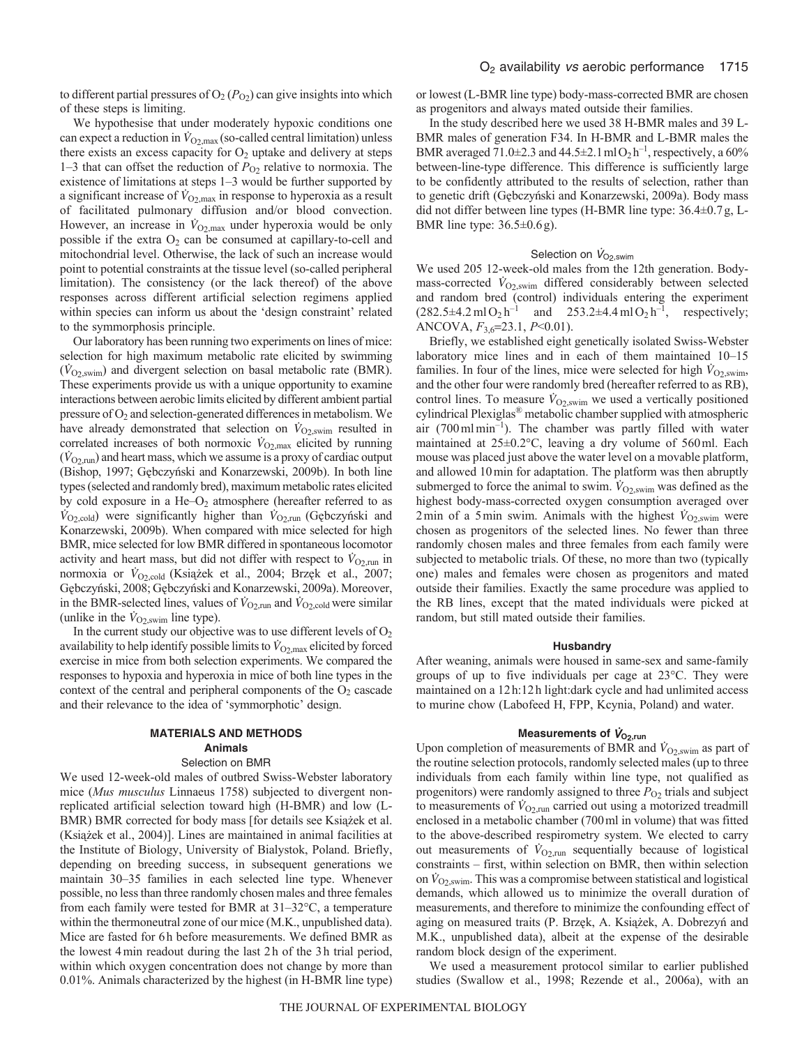to different partial pressures of $O_2$ ($P_{O_2}$) can give insights into which of these steps is limiting.

We hypothesise that under moderately hypoxic conditions one can expect a reduction in $\dot{V}_{O_2,max}$ (so-called central limitation) unless there exists an excess capacity for $O_2$ uptake and delivery at steps 1–3 that can offset the reduction of $P_{O_2}$ relative to normoxia. The existence of limitations at steps 1–3 would be further supported by a significant increase of $\dot{V}_{O_2,max}$ in response to hyperoxia as a result of facilitated pulmonary diffusion and/or blood convection. However, an increase in $\dot{V}_{O_2,max}$ under hyperoxia would be only possible if the extra $O_2$ can be consumed at capillary-to-cell and mitochondrial level. Otherwise, the lack of such an increase would point to potential constraints at the tissue level (so-called peripheral limitation). The consistency (or the lack thereof) of the above responses across different artificial selection regimens applied within species can inform us about the 'design constraint' related to the symmorphosis principle.

Our laboratory has been running two experiments on lines of mice: selection for high maximum metabolic rate elicited by swimming ($\dot{V}_{O_2,swim}$) and divergent selection on basal metabolic rate (BMR). These experiments provide us with a unique opportunity to examine interactions between aerobic limits elicited by different ambient partial pressure of $O_2$ and selection-generated differences in metabolism. We have already demonstrated that selection on $\dot{V}_{O_2,swim}$ resulted in correlated increases of both normoxic $\dot{V}_{O_2,max}$ elicited by running ($\dot{V}_{O_2,run}$) and heart mass, which we assume is a proxy of cardiac output (Bishop, 1997; Gębczyński and Konarzewski, 2009b). In both line types (selected and randomly bred), maximum metabolic rates elicited by cold exposure in a He–$O_2$ atmosphere (hereafter referred to as $\dot{V}_{O_2,cold}$) were significantly higher than $\dot{V}_{O_2,run}$ (Gębczyński and Konarzewski, 2009b). When compared with mice selected for high BMR, mice selected for low BMR differed in spontaneous locomotor activity and heart mass, but did not differ with respect to $\dot{V}_{O_2,run}$ in normoxia or $\dot{V}_{O_2,cold}$ (Książek et al., 2004; Brzęk et al., 2007; Gębczyński, 2008; Gębczyński and Konarzewski, 2009a). Moreover, in the BMR-selected lines, values of $\dot{V}_{O_2,run}$ and $\dot{V}_{O_2,cold}$ were similar (unlike in the $\dot{V}_{O_2,swim}$ line type).

In the current study our objective was to use different levels of $O_2$ availability to help identify possible limits to $\dot{V}_{O_2,max}$ elicited by forced exercise in mice from both selection experiments. We compared the responses to hypoxia and hyperoxia in mice of both line types in the context of the central and peripheral components of the $O_2$ cascade and their relevance to the idea of 'symmorphotic' design.

## MATERIALS AND METHODS

### Animals

#### Selection on BMR

We used 12-week-old males of outbred Swiss-Webster laboratory mice (*Mus musculus* Linnaeus 1758) subjected to divergent non-replicated artificial selection toward high (H-BMR) and low (L-BMR) BMR corrected for body mass [for details see Książek et al. (Książek et al., 2004)]. Lines are maintained in animal facilities at the Institute of Biology, University of Bialystok, Poland. Briefly, depending on breeding success, in subsequent generations we maintain 30–35 families in each selected line type. Whenever possible, no less than three randomly chosen males and three females from each family were tested for BMR at 31–32°C, a temperature within the thermoneutral zone of our mice (M.K., unpublished data). Mice are fasted for 6 h before measurements. We defined BMR as the lowest 4 min readout during the last 2 h of the 3 h trial period, within which oxygen concentration does not change by more than 0.01%. Animals characterized by the highest (in H-BMR line type) or lowest (L-BMR line type) body-mass-corrected BMR are chosen as progenitors and always mated outside their families.

In the study described here we used 38 H-BMR males and 39 L-BMR males of generation F34. In H-BMR and L-BMR males the BMR averaged 71.0±2.3 and 44.5±2.1 ml $O_2$ h$^{-1}$, respectively, a 60% between-line-type difference. This difference is sufficiently large to be confidently attributed to the results of selection, rather than to genetic drift (Gębczyński and Konarzewski, 2009a). Body mass did not differ between line types (H-BMR line type: 36.4±0.7 g, L-BMR line type: 36.5±0.6 g).

#### Selection on $\dot{V}_{O_2,swim}$

We used 205 12-week-old males from the 12th generation. Body-mass-corrected $\dot{V}_{O_2,swim}$ differed considerably between selected and random bred (control) individuals entering the experiment (282.5±4.2 ml $O_2$ h$^{-1}$ and 253.2±4.4 ml $O_2$ h$^{-1}$, respectively; ANCOVA, $F_{3,6}$=23.1, $P$<0.01).

Briefly, we established eight genetically isolated Swiss-Webster laboratory mice lines and in each of them maintained 10–15 families. In four of the lines, mice were selected for high $\dot{V}_{O_2,swim}$, and the other four were randomly bred (hereafter referred to as RB), control lines. To measure $\dot{V}_{O_2,swim}$ we used a vertically positioned cylindrical Plexiglas® metabolic chamber supplied with atmospheric air (700 ml min$^{-1}$). The chamber was partly filled with water maintained at 25±0.2°C, leaving a dry volume of 560 ml. Each mouse was placed just above the water level on a movable platform, and allowed 10 min for adaptation. The platform was then abruptly submerged to force the animal to swim. $\dot{V}_{O_2,swim}$ was defined as the highest body-mass-corrected oxygen consumption averaged over 2 min of a 5 min swim. Animals with the highest $\dot{V}_{O_2,swim}$ were chosen as progenitors of the selected lines. No fewer than three randomly chosen males and three females from each family were subjected to metabolic trials. Of these, no more than two (typically one) males and females were chosen as progenitors and mated outside their families. Exactly the same procedure was applied to the RB lines, except that the mated individuals were picked at random, but still mated outside their families.

### Husbandry

After weaning, animals were housed in same-sex and same-family groups of up to five individuals per cage at 23°C. They were maintained on a 12 h:12 h light:dark cycle and had unlimited access to murine chow (Labofeed H, FPP, Kcynia, Poland) and water.

### Measurements of $\dot{V}_{O_2,run}$

Upon completion of measurements of BMR and $\dot{V}_{O_2,swim}$ as part of the routine selection protocols, randomly selected males (up to three individuals from each family within line type, not qualified as progenitors) were randomly assigned to three $P_{O_2}$ trials and subject to measurements of $\dot{V}_{O_2,run}$ carried out using a motorized treadmill enclosed in a metabolic chamber (700 ml in volume) that was fitted to the above-described respirometry system. We elected to carry out measurements of $\dot{V}_{O_2,run}$ sequentially because of logistical constraints – first, within selection on BMR, then within selection on $\dot{V}_{O_2,swim}$. This was a compromise between statistical and logistical demands, which allowed us to minimize the overall duration of measurements, and therefore to minimize the confounding effect of aging on measured traits (P. Brzęk, A. Książek, A. Dobrezyń and M.K., unpublished data), albeit at the expense of the desirable random block design of the experiment.

We used a measurement protocol similar to earlier published studies (Swallow et al., 1998; Rezende et al., 2006a), with an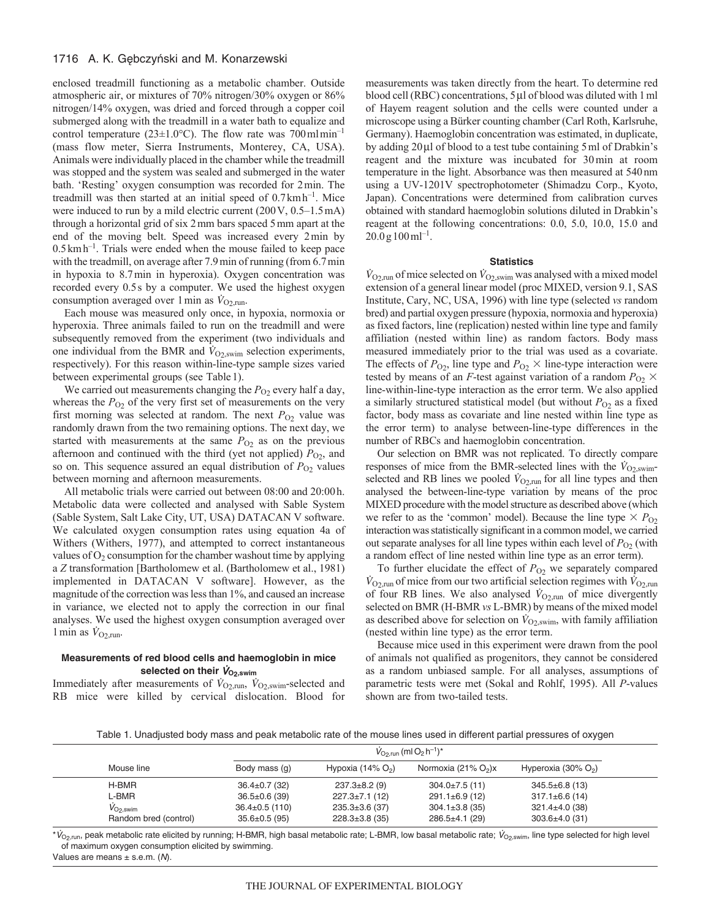enclosed treadmill functioning as a metabolic chamber. Outside atmospheric air, or mixtures of 70% nitrogen/30% oxygen or 86% nitrogen/14% oxygen, was dried and forced through a copper coil submerged along with the treadmill in a water bath to equalize and control temperature (23±1.0°C). The flow rate was 700 ml min$^{-1}$ (mass flow meter, Sierra Instruments, Monterey, CA, USA). Animals were individually placed in the chamber while the treadmill was stopped and the system was sealed and submerged in the water bath. 'Resting' oxygen consumption was recorded for 2 min. The treadmill was then started at an initial speed of 0.7 km h$^{-1}$. Mice were induced to run by a mild electric current (200 V, 0.5–1.5 mA) through a horizontal grid of six 2 mm bars spaced 5 mm apart at the end of the moving belt. Speed was increased every 2 min by 0.5 km h$^{-1}$. Trials were ended when the mouse failed to keep pace with the treadmill, on average after 7.9 min of running (from 6.7 min in hypoxia to 8.7 min in hyperoxia). Oxygen concentration was recorded every 0.5 s by a computer. We used the highest oxygen consumption averaged over 1 min as $\dot{V}_{O_2,run}$.

Each mouse was measured only once, in hypoxia, normoxia or hyperoxia. Three animals failed to run on the treadmill and were subsequently removed from the experiment (two individuals and one individual from the BMR and $\dot{V}_{O_2,swim}$ selection experiments, respectively). For this reason within-line-type sample sizes varied between experimental groups (see Table 1).

We carried out measurements changing the $P_{O_2}$ every half a day, whereas the $P_{O_2}$ of the very first set of measurements on the very first morning was selected at random. The next $P_{O_2}$ value was randomly drawn from the two remaining options. The next day, we started with measurements at the same $P_{O_2}$ as on the previous afternoon and continued with the third (yet not applied) $P_{O_2}$, and so on. This sequence assured an equal distribution of $P_{O_2}$ values between morning and afternoon measurements.

All metabolic trials were carried out between 08:00 and 20:00 h. Metabolic data were collected and analysed with Sable System (Sable System, Salt Lake City, UT, USA) DATACAN V software. We calculated oxygen consumption rates using equation 4a of Withers (Withers, 1977), and attempted to correct instantaneous values of $O_2$ consumption for the chamber washout time by applying a $Z$ transformation [Bartholomew et al. (Bartholomew et al., 1981) implemented in DATACAN V software]. However, as the magnitude of the correction was less than 1%, and caused an increase in variance, we elected not to apply the correction in our final analyses. We used the highest oxygen consumption averaged over 1 min as $\dot{V}_{O_2,run}$.

### Measurements of red blood cells and haemoglobin in mice selected on their $\dot{V}_{O_2,swim}$

Immediately after measurements of $\dot{V}_{O_2,run}$, $\dot{V}_{O_2,swim}$-selected and RB mice were killed by cervical dislocation. Blood for measurements was taken directly from the heart. To determine red blood cell (RBC) concentrations, 5 μl of blood was diluted with 1 ml of Hayem reagent solution and the cells were counted under a microscope using a Bürker counting chamber (Carl Roth, Karlsruhe, Germany). Haemoglobin concentration was estimated, in duplicate, by adding 20 μl of blood to a test tube containing 5 ml of Drabkin's reagent and the mixture was incubated for 30 min at room temperature in the light. Absorbance was then measured at 540 nm using a UV-1201V spectrophotometer (Shimadzu Corp., Kyoto, Japan). Concentrations were determined from calibration curves obtained with standard haemoglobin solutions diluted in Drabkin's reagent at the following concentrations: 0.0, 5.0, 10.0, 15.0 and 20.0 g 100 ml$^{-1}$.

### Statistics

$\dot{V}_{O_2,run}$ of mice selected on $\dot{V}_{O_2,swim}$ was analysed with a mixed model extension of a general linear model (proc MIXED, version 9.1, SAS Institute, Cary, NC, USA, 1996) with line type (selected *vs* random bred) and partial oxygen pressure (hypoxia, normoxia and hyperoxia) as fixed factors, line (replication) nested within line type and family affiliation (nested within line) as random factors. Body mass measured immediately prior to the trial was used as a covariate. The effects of $P_{O_2}$, line type and $P_{O_2}$ × line-type interaction were tested by means of an $F$-test against variation of a random $P_{O_2}$ × line-within-line-type interaction as the error term. We also applied a similarly structured statistical model (but without $P_{O_2}$ as a fixed factor, body mass as covariate and line nested within line type as the error term) to analyse between-line-type differences in the number of RBCs and haemoglobin concentration.

Our selection on BMR was not replicated. To directly compare responses of mice from the BMR-selected lines with the $\dot{V}_{O_2,swim}$-selected and RB lines we pooled $\dot{V}_{O_2,run}$ for all line types and then analysed the between-line-type variation by means of the proc MIXED procedure with the model structure as described above (which we refer to as the 'common' model). Because the line type × $P_{O_2}$ interaction was statistically significant in a common model, we carried out separate analyses for all line types within each level of $P_{O_2}$ (with a random effect of line nested within line type as an error term).

To further elucidate the effect of $P_{O_2}$ we separately compared $\dot{V}_{O_2,run}$ of mice from our two artificial selection regimes with $\dot{V}_{O_2,run}$ of four RB lines. We also analysed $\dot{V}_{O_2,run}$ of mice divergently selected on BMR (H-BMR *vs* L-BMR) by means of the mixed model as described above for selection on $\dot{V}_{O_2,swim}$, with family affiliation (nested within line type) as the error term.

Because mice used in this experiment were drawn from the pool of animals not qualified as progenitors, they cannot be considered as a random unbiased sample. For all analyses, assumptions of parametric tests were met (Sokal and Rohlf, 1995). All $P$-values shown are from two-tailed tests.

Table 1. Unadjusted body mass and peak metabolic rate of the mouse lines used in different partial pressures of oxygen

| Mouse line | Body mass (g) | $\dot{V}_{O_2,run}$ (ml $O_2$ h$^{-1}$)* | | |
|---|---|---|---|---|
| | | Hypoxia (14% $O_2$) | Normoxia (21% $O_2$)x | Hyperoxia (30% $O_2$) |
| H-BMR | 36.4±0.7 (32) | 237.3±8.2 (9) | 304.0±7.5 (11) | 345.5±6.8 (13) |
| L-BMR | 36.5±0.6 (39) | 227.3±7.1 (12) | 291.1±6.9 (12) | 317.1±6.6 (14) |
| $\dot{V}_{O_2,swim}$ | 36.4±0.5 (110) | 235.3±3.6 (37) | 304.1±3.8 (35) | 321.4±4.0 (38) |
| Random bred (control) | 35.6±0.5 (95) | 228.3±3.8 (35) | 286.5±4.1 (29) | 303.6±4.0 (31) |

*$\dot{V}_{O_2,run}$, peak metabolic rate elicited by running; H-BMR, high basal metabolic rate; L-BMR, low basal metabolic rate; $\dot{V}_{O_2,swim}$, line type selected for high level of maximum oxygen consumption elicited by swimming.

Values are means ± s.e.m. ($N$).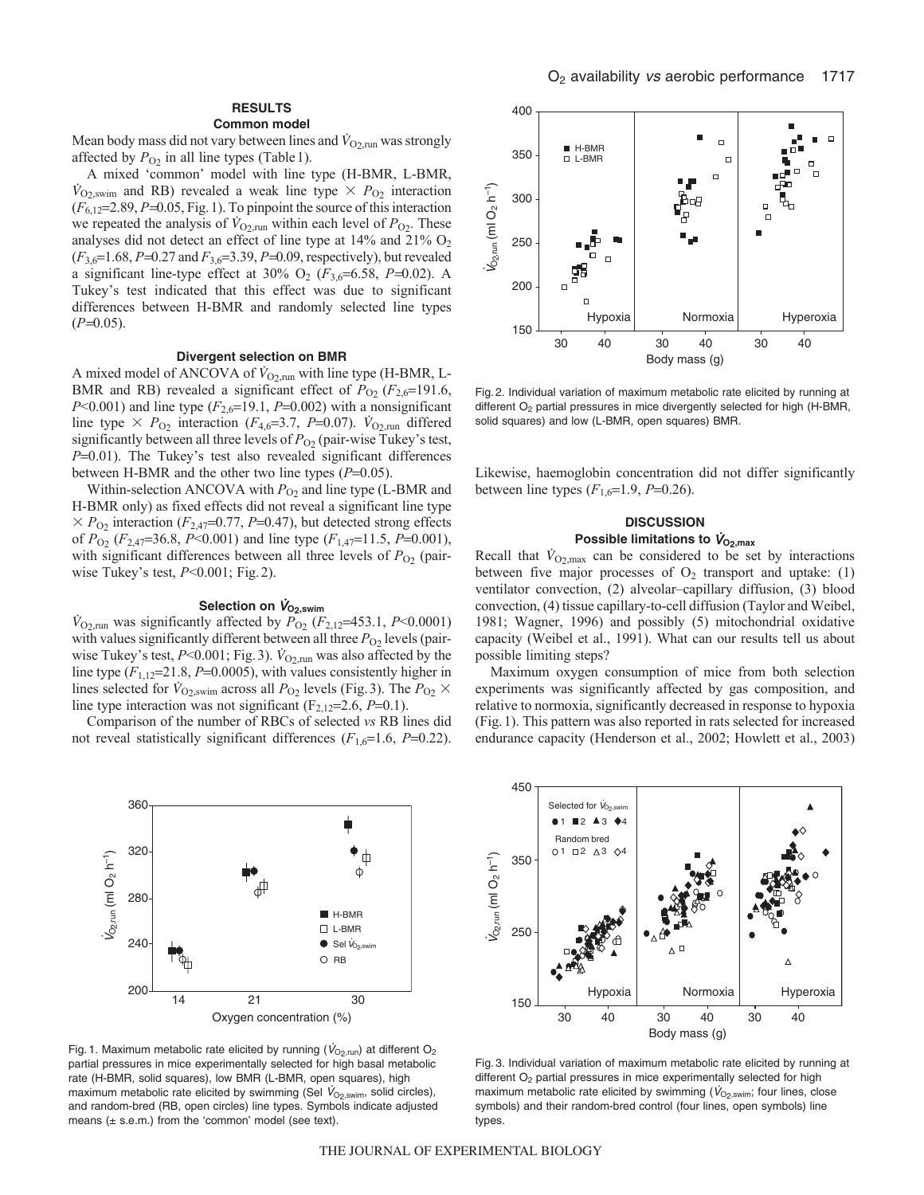## RESULTS

### Common model

Mean body mass did not vary between lines and $\dot{V}_{O_2,run}$ was strongly affected by $P_{O_2}$ in all line types (Table 1).

A mixed 'common' model with line type (H-BMR, L-BMR, $\dot{V}_{O_2,swim}$ and RB) revealed a weak line type $\times$ $P_{O_2}$ interaction ($F_{6,12}$=2.89, $P$=0.05, Fig. 1). To pinpoint the source of this interaction we repeated the analysis of $\dot{V}_{O_2,run}$ within each level of $P_{O_2}$. These analyses did not detect an effect of line type at 14% and 21% $O_2$ ($F_{3,6}$=1.68, $P$=0.27 and $F_{3,6}$=3.39, $P$=0.09, respectively), but revealed a significant line-type effect at 30% $O_2$ ($F_{3,6}$=6.58, $P$=0.02). A Tukey's test indicated that this effect was due to significant differences between H-BMR and randomly selected line types ($P$=0.05).

### Divergent selection on BMR

A mixed model of ANCOVA of $\dot{V}_{O_2,run}$ with line type (H-BMR, L-BMR and RB) revealed a significant effect of $P_{O_2}$ ($F_{2,6}$=191.6, $P$<0.001) and line type ($F_{2,6}$=19.1, $P$=0.002) with a nonsignificant line type $\times$ $P_{O_2}$ interaction ($F_{4,6}$=3.7, $P$=0.07). $\dot{V}_{O_2,run}$ differed significantly between all three levels of $P_{O_2}$ (pair-wise Tukey's test, $P$=0.01). The Tukey's test also revealed significant differences between H-BMR and the other two line types ($P$=0.05).

Within-selection ANCOVA with $P_{O_2}$ and line type (L-BMR and H-BMR only) as fixed effects did not reveal a significant line type $\times$ $P_{O_2}$ interaction ($F_{2,47}$=0.77, $P$=0.47), but detected strong effects of $P_{O_2}$ ($F_{2,47}$=36.8, $P$<0.001) and line type ($F_{1,47}$=11.5, $P$=0.001), with significant differences between all three levels of $P_{O_2}$ (pair-wise Tukey's test, $P$<0.001; Fig. 2).

### Selection on $\dot{V}_{O_2,swim}$

$\dot{V}_{O_2,run}$ was significantly affected by $P_{O_2}$ ($F_{2,12}$=453.1, $P$<0.0001) with values significantly different between all three $P_{O_2}$ levels (pair-wise Tukey's test, $P$<0.001; Fig. 3). $\dot{V}_{O_2,run}$ was also affected by the line type ($F_{1,12}$=21.8, $P$=0.0005), with values consistently higher in lines selected for $\dot{V}_{O_2,swim}$ across all $P_{O_2}$ levels (Fig. 3). The $P_{O_2}$ $\times$ line type interaction was not significant ($F_{2,12}$=2.6, $P$=0.1).

Comparison of the number of RBCs of selected *vs* RB lines did not reveal statistically significant differences ($F_{1,6}$=1.6, $P$=0.22). Likewise, haemoglobin concentration did not differ significantly between line types ($F_{1,6}$=1.9, $P$=0.26).

Fig. 1. Maximum metabolic rate elicited by running ($\dot{V}_{O_2,run}$) at different $O_2$ partial pressures in mice experimentally selected for high basal metabolic rate (H-BMR, solid squares), low BMR (L-BMR, open squares), high maximum metabolic rate elicited by swimming (Sel $\dot{V}_{O_2,swim}$, solid circles), and random-bred (RB, open circles) line types. Symbols indicate adjusted means (± s.e.m.) from the 'common' model (see text).

Fig. 2. Individual variation of maximum metabolic rate elicited by running at different $O_2$ partial pressures in mice divergently selected for high (H-BMR, solid squares) and low (L-BMR, open squares) BMR.

Fig. 3. Individual variation of maximum metabolic rate elicited by running at different $O_2$ partial pressures in mice experimentally selected for high maximum metabolic rate elicited by swimming ($\dot{V}_{O_2,swim}$; four lines, close symbols) and their random-bred control (four lines, open symbols) line types.

## DISCUSSION

### Possible limitations to $\dot{V}_{O_2,max}$

Recall that $\dot{V}_{O_2,max}$ can be considered to be set by interactions between five major processes of $O_2$ transport and uptake: (1) ventilator convection, (2) alveolar–capillary diffusion, (3) blood convection, (4) tissue capillary-to-cell diffusion (Taylor and Weibel, 1981; Wagner, 1996) and possibly (5) mitochondrial oxidative capacity (Weibel et al., 1991). What can our results tell us about possible limiting steps?

Maximum oxygen consumption of mice from both selection experiments was significantly affected by gas composition, and relative to normoxia, significantly decreased in response to hypoxia (Fig. 1). This pattern was also reported in rats selected for increased endurance capacity (Henderson et al., 2002; Howlett et al., 2003)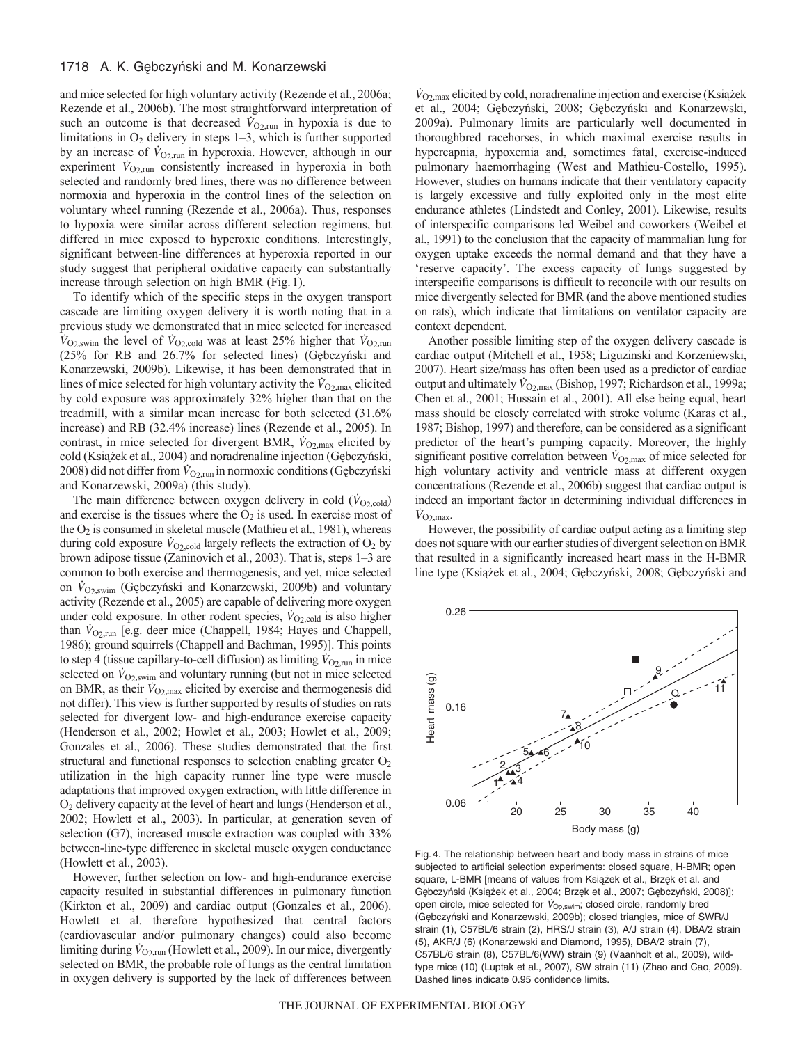and mice selected for high voluntary activity (Rezende et al., 2006a; Rezende et al., 2006b). The most straightforward interpretation of such an outcome is that decreased $\dot{V}_{O_2,run}$ in hypoxia is due to limitations in $O_2$ delivery in steps 1–3, which is further supported by an increase of $\dot{V}_{O_2,run}$ in hyperoxia. However, although in our experiment $\dot{V}_{O_2,run}$ consistently increased in hyperoxia in both selected and randomly bred lines, there was no difference between normoxia and hyperoxia in the control lines of the selection on voluntary wheel running (Rezende et al., 2006a). Thus, responses to hypoxia were similar across different selection regimens, but differed in mice exposed to hyperoxic conditions. Interestingly, significant between-line differences at hyperoxia reported in our study suggest that peripheral oxidative capacity can substantially increase through selection on high BMR (Fig. 1).

To identify which of the specific steps in the oxygen transport cascade are limiting oxygen delivery it is worth noting that in a previous study we demonstrated that in mice selected for increased $\dot{V}_{O_2,swim}$ the level of $\dot{V}_{O_2,cold}$ was at least 25% higher that $\dot{V}_{O_2,run}$ (25% for RB and 26.7% for selected lines) (Gębczyński and Konarzewski, 2009b). Likewise, it has been demonstrated that in lines of mice selected for high voluntary activity the $\dot{V}_{O_2,max}$ elicited by cold exposure was approximately 32% higher than that on the treadmill, with a similar mean increase for both selected (31.6% increase) and RB (32.4% increase) lines (Rezende et al., 2005). In contrast, in mice selected for divergent BMR, $\dot{V}_{O_2,max}$ elicited by cold (Książek et al., 2004) and noradrenaline injection (Gębczyński, 2008) did not differ from $\dot{V}_{O_2,run}$ in normoxic conditions (Gębczyński and Konarzewski, 2009a) (this study).

The main difference between oxygen delivery in cold ($\dot{V}_{O_2,cold}$) and exercise is the tissues where the $O_2$ is used. In exercise most of the $O_2$ is consumed in skeletal muscle (Mathieu et al., 1981), whereas during cold exposure $\dot{V}_{O_2,cold}$ largely reflects the extraction of $O_2$ by brown adipose tissue (Zaninovich et al., 2003). That is, steps 1–3 are common to both exercise and thermogenesis, and yet, mice selected on $\dot{V}_{O_2,swim}$ (Gębczyński and Konarzewski, 2009b) and voluntary activity (Rezende et al., 2005) are capable of delivering more oxygen under cold exposure. In other rodent species, $\dot{V}_{O_2,cold}$ is also higher than $\dot{V}_{O_2,run}$ [e.g. deer mice (Chappell, 1984; Hayes and Chappell, 1986); ground squirrels (Chappell and Bachman, 1995)]. This points to step 4 (tissue capillary-to-cell diffusion) as limiting $\dot{V}_{O_2,run}$ in mice selected on $\dot{V}_{O_2,swim}$ and voluntary running (but not in mice selected on BMR, as their $\dot{V}_{O_2,max}$ elicited by exercise and thermogenesis did not differ). This view is further supported by results of studies on rats selected for divergent low- and high-endurance exercise capacity (Henderson et al., 2002; Howlet et al., 2003; Howlet et al., 2009; Gonzales et al., 2006). These studies demonstrated that the first structural and functional responses to selection enabling greater $O_2$ utilization in the high capacity runner line type were muscle adaptations that improved oxygen extraction, with little difference in $O_2$ delivery capacity at the level of heart and lungs (Henderson et al., 2002; Howlett et al., 2003). In particular, at generation seven of selection (G7), increased muscle extraction was coupled with 33% between-line-type difference in skeletal muscle oxygen conductance (Howlett et al., 2003).

However, further selection on low- and high-endurance exercise capacity resulted in substantial differences in pulmonary function (Kirkton et al., 2009) and cardiac output (Gonzales et al., 2006). Howlett et al. therefore hypothesized that central factors (cardiovascular and/or pulmonary changes) could also become limiting during $\dot{V}_{O_2,run}$ (Howlett et al., 2009). In our mice, divergently selected on BMR, the probable role of lungs as the central limitation in oxygen delivery is supported by the lack of differences between $\dot{V}_{O_2,max}$ elicited by cold, noradrenaline injection and exercise (Książek et al., 2004; Gębczyński, 2008; Gębczyński and Konarzewski, 2009a). Pulmonary limits are particularly well documented in thoroughbred racehorses, in which maximal exercise results in hypercapnia, hypoxemia and, sometimes fatal, exercise-induced pulmonary haemorrhaging (West and Mathieu-Costello, 1995). However, studies on humans indicate that their ventilatory capacity is largely excessive and fully exploited only in the most elite endurance athletes (Lindstedt and Conley, 2001). Likewise, results of interspecific comparisons led Weibel and coworkers (Weibel et al., 1991) to the conclusion that the capacity of mammalian lung for oxygen uptake exceeds the normal demand and that they have a 'reserve capacity'. The excess capacity of lungs suggested by interspecific comparisons is difficult to reconcile with our results on mice divergently selected for BMR (and the above mentioned studies on rats), which indicate that limitations on ventilator capacity are context dependent.

Another possible limiting step of the oxygen delivery cascade is cardiac output (Mitchell et al., 1958; Liguzinski and Korzeniewski, 2007). Heart size/mass has often been used as a predictor of cardiac output and ultimately $\dot{V}_{O_2,max}$ (Bishop, 1997; Richardson et al., 1999a; Chen et al., 2001; Hussain et al., 2001). All else being equal, heart mass should be closely correlated with stroke volume (Karas et al., 1987; Bishop, 1997) and therefore, can be considered as a significant predictor of the heart's pumping capacity. Moreover, the highly significant positive correlation between $\dot{V}_{O_2,max}$ of mice selected for high voluntary activity and ventricle mass at different oxygen concentrations (Rezende et al., 2006b) suggest that cardiac output is indeed an important factor in determining individual differences in $\dot{V}_{O_2,max}$.

However, the possibility of cardiac output acting as a limiting step does not square with our earlier studies of divergent selection on BMR that resulted in a significantly increased heart mass in the H-BMR line type (Książek et al., 2004; Gębczyński, 2008; Gębczyński and

Fig. 4. The relationship between heart and body mass in strains of mice subjected to artificial selection experiments: closed square, H-BMR; open square, L-BMR [means of values from Książek et al., Brzęk et al. and Gębczyński (Książek et al., 2004; Brzęk et al., 2007; Gębczyński, 2008)]; open circle, mice selected for $\dot{V}_{O_2,swim}$; closed circle, randomly bred (Gębczyński and Konarzewski, 2009b); closed triangles, mice of SWR/J strain (1), C57BL/6 strain (2), HRS/J strain (3), A/J strain (4), DBA/2 strain (5), AKR/J (6) (Konarzewski and Diamond, 1995), DBA/2 strain (7), C57BL/6 strain (8), C57BL/6(WW) strain (9) (Vaanholt et al., 2009), wild-type mice (10) (Luptak et al., 2007), SW strain (11) (Zhao and Cao, 2009). Dashed lines indicate 0.95 confidence limits.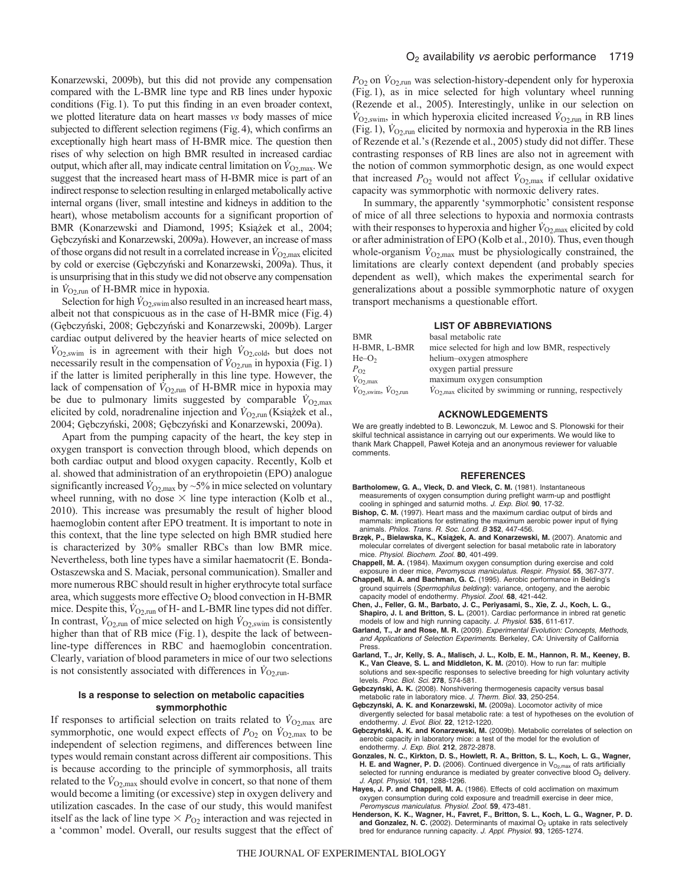Konarzewski, 2009b), but this did not provide any compensation compared with the L-BMR line type and RB lines under hypoxic conditions (Fig. 1). To put this finding in an even broader context, we plotted literature data on heart masses *vs* body masses of mice subjected to different selection regimens (Fig. 4), which confirms an exceptionally high heart mass of H-BMR mice. The question then rises of why selection on high BMR resulted in increased cardiac output, which after all, may indicate central limitation on $\dot{V}_{O_2,max}$. We suggest that the increased heart mass of H-BMR mice is part of an indirect response to selection resulting in enlarged metabolically active internal organs (liver, small intestine and kidneys in addition to the heart), whose metabolism accounts for a significant proportion of BMR (Konarzewski and Diamond, 1995; Książek et al., 2004; Gębczyński and Konarzewski, 2009a). However, an increase of mass of those organs did not result in a correlated increase in $\dot{V}_{O_2,max}$ elicited by cold or exercise (Gębczyński and Konarzewski, 2009a). Thus, it is unsurprising that in this study we did not observe any compensation in $\dot{V}_{O_2,run}$ of H-BMR mice in hypoxia.

Selection for high $\dot{V}_{O_2,swim}$ also resulted in an increased heart mass, albeit not that conspicuous as in the case of H-BMR mice (Fig. 4) (Gębczyński, 2008; Gębczyński and Konarzewski, 2009b). Larger cardiac output delivered by the heavier hearts of mice selected on $\dot{V}_{O_2,swim}$ is in agreement with their high $\dot{V}_{O_2,cold}$, but does not necessarily result in the compensation of $\dot{V}_{O_2,run}$ in hypoxia (Fig. 1) if the latter is limited peripherally in this line type. However, the lack of compensation of $\dot{V}_{O_2,run}$ of H-BMR mice in hypoxia may be due to pulmonary limits suggested by comparable $\dot{V}_{O_2,max}$ elicited by cold, noradrenaline injection and $\dot{V}_{O_2,run}$ (Książek et al., 2004; Gębczyński, 2008; Gębczyński and Konarzewski, 2009a).

Apart from the pumping capacity of the heart, the key step in oxygen transport is convection through blood, which depends on both cardiac output and blood oxygen capacity. Recently, Kolb et al. showed that administration of an erythropoietin (EPO) analogue significantly increased $\dot{V}_{O_2,max}$ by ~5% in mice selected on voluntary wheel running, with no dose × line type interaction (Kolb et al., 2010). This increase was presumably the result of higher blood haemoglobin content after EPO treatment. It is important to note in this context, that the line type selected on high BMR studied here is characterized by 30% smaller RBCs than low BMR mice. Nevertheless, both line types have a similar haematocrit (E. Bonda-Ostaszewska and S. Maciak, personal communication). Smaller and more numerous RBC should result in higher erythrocyte total surface area, which suggests more effective $O_2$ blood convection in H-BMR mice. Despite this, $\dot{V}_{O_2,run}$ of H- and L-BMR line types did not differ. In contrast, $\dot{V}_{O_2,run}$ of mice selected on high $\dot{V}_{O_2,swim}$ is consistently higher than that of RB mice (Fig. 1), despite the lack of between-line-type differences in RBC and haemoglobin concentration. Clearly, variation of blood parameters in mice of our two selections is not consistently associated with differences in $\dot{V}_{O_2,run}$.

### Is a response to selection on metabolic capacities symmorphothic

If responses to artificial selection on traits related to $\dot{V}_{O_2,max}$ are symmorphotic, one would expect effects of $P_{O_2}$ on $\dot{V}_{O_2,max}$ to be independent of selection regimens, and differences between line types would remain constant across different air compositions. This is because according to the principle of symmorphosis, all traits related to the $\dot{V}_{O_2,max}$ should evolve in concert, so that none of them would become a limiting (or excessive) step in oxygen delivery and utilization cascades. In the case of our study, this would manifest itself as the lack of line type × $P_{O_2}$ interaction and was rejected in a 'common' model. Overall, our results suggest that the effect of $P_{O_2}$ on $\dot{V}_{O_2,run}$ was selection-history-dependent only for hyperoxia (Fig. 1), as in mice selected for high voluntary wheel running (Rezende et al., 2005). Interestingly, unlike in our selection on $\dot{V}_{O_2,swim}$, in which hyperoxia elicited increased $\dot{V}_{O_2,run}$ in RB lines (Fig. 1), $\dot{V}_{O_2,run}$ elicited by normoxia and hyperoxia in the RB lines of Rezende et al.'s (Rezende et al., 2005) study did not differ. These contrasting responses of RB lines are also not in agreement with the notion of common symmorphotic design, as one would expect that increased $P_{O_2}$ would not affect $\dot{V}_{O_2,max}$ if cellular oxidative capacity was symmorphotic with normoxic delivery rates.

In summary, the apparently 'symmorphotic' consistent response of mice of all three selections to hypoxia and normoxia contrasts with their responses to hyperoxia and higher $\dot{V}_{O_2,max}$ elicited by cold or after administration of EPO (Kolb et al., 2010). Thus, even though whole-organism $\dot{V}_{O_2,max}$ must be physiologically constrained, the limitations are clearly context dependent (and probably species dependent as well), which makes the experimental search for generalizations about a possible symmorphotic nature of oxygen transport mechanisms a questionable effort.

## LIST OF ABBREVIATIONS

| | |
|---|---|
| BMR | basal metabolic rate |
| H-BMR, L-BMR | mice selected for high and low BMR, respectively |
| $He–O_2$ | helium–oxygen atmosphere |
| $P_{O_2}$ | oxygen partial pressure |
| $\dot{V}_{O_2,max}$ | maximum oxygen consumption |
| $\dot{V}_{O_2,swim}$, $\dot{V}_{O_2,run}$ | $\dot{V}_{O_2,max}$ elicited by swimming or running, respectively |

## ACKNOWLEDGEMENTS

We are greatly indebted to B. Lewonczuk, M. Lewoc and S. Plonowski for their skilful technical assistance in carrying out our experiments. We would like to thank Mark Chappell, Paweł Koteja and an anonymous reviewer for valuable comments.

## REFERENCES

**Bartholomew, G. A., Vleck, D. and Vleck, C. M.** (1981). Instantaneous measurements of oxygen consumption during preflight warm-up and postflight cooling in sphinged and saturnid moths. *J. Exp. Biol.* **90**, 17-32.

**Bishop, C. M.** (1997). Heart mass and the maximum cardiac output of birds and mammals: implications for estimating the maximum aerobic power input of flying animals. *Philos. Trans. R. Soc. Lond. B* **352**, 447-456.

**Brzęk, P., Bielawska, K., Książek, A. and Konarzewski, M.** (2007). Anatomic and molecular correlates of divergent selection for basal metabolic rate in laboratory mice. *Physiol. Biochem. Zool.* **80**, 401-499.

**Chappell, M. A.** (1984). Maximum oxygen consumption during exercise and cold exposure in deer mice, *Peromyscus maniculatus*. *Respir. Physiol.* **55**, 367-377.

**Chappell, M. A. and Bachman, G. C.** (1995). Aerobic performance in Belding's ground squirrels (*Spermophilus beldingi*): variance, ontogeny, and the aerobic capacity model of endothermy. *Physiol. Zool.* **68**, 421-442.

**Chen, J., Feller, G. M., Barbato, J. C., Periyasami, S., Xie, Z. J., Koch, L. G., Shapiro, J. I. and Britton, S. L.** (2001). Cardiac performance in inbred rat genetic models of low and high running capacity. *J. Physiol.* **535**, 611-617.

**Garland, T., Jr and Rose, M. R.** (2009). *Experimental Evolution: Concepts, Methods, and Applications of Selection Experiments*. Berkeley, CA: University of California Press.

**Garland, T., Jr, Kelly, S. A., Malisch, J. L., Kolb, E. M., Hannon, R. M., Keeney, B. K., Van Cleave, S. L. and Middleton, K. M.** (2010). How to run far: multiple solutions and sex-specific responses to selective breeding for high voluntary activity levels. *Proc. Biol. Sci.* **278**, 574-581.

**Gębczyński, A. K.** (2008). Nonshivering thermogenesis capacity versus basal metabolic rate in laboratory mice. *J. Therm. Biol.* **33**, 250-254.

**Gębczyński, A. K. and Konarzewski, M.** (2009a). Locomotor activity of mice divergently selected for basal metabolic rate: a test of hypotheses on the evolution of endothermy. *J. Evol. Biol.* **22**, 1212-1220.

**Gębczyński, A. K. and Konarzewski, M.** (2009b). Metabolic correlates of selection on aerobic capacity in laboratory mice: a test of the model for the evolution of endothermy. *J. Exp. Biol.* **212**, 2872-2878.

**Gonzales, N. C., Kirkton, D. S., Howlett, R. A., Britton, S. L., Koch, L. G., Wagner, H. E. and Wagner, P. D.** (2006). Continued divergence in $V_{O_2,max}$ of rats artificially selected for running endurance is mediated by greater convective blood $O_2$ delivery. *J. Appl. Physiol.* **101**, 1288-1296.

**Hayes, J. P. and Chappell, M. A.** (1986). Effects of cold acclimation on maximum oxygen consumption during cold exposure and treadmill exercise in deer mice, *Peromyscus maniculatus*. *Physiol. Zool.* **59**, 473-481.

**Henderson, K. K., Wagner, H., Favret, F., Britton, S. L., Koch, L. G., Wagner, P. D. and Gonzalez, N. C.** (2002). Determinants of maximal $O_2$ uptake in rats selectively bred for endurance running capacity. *J. Appl. Physiol.* **93**, 1265-1274.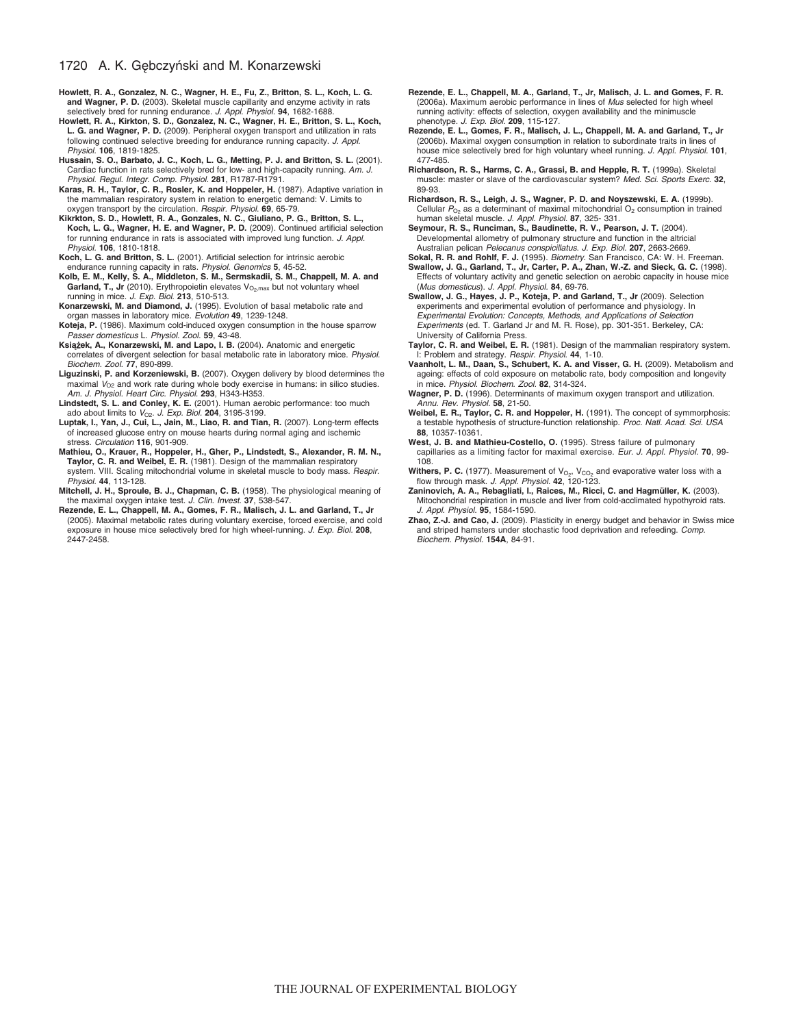**Howlett, R. A., Gonzalez, N. C., Wagner, H. E., Fu, Z., Britton, S. L., Koch, L. G. and Wagner, P. D.** (2003). Skeletal muscle capillarity and enzyme activity in rats selectively bred for running endurance. *J. Appl. Physiol.* **94**, 1682-1688.

**Howlett, R. A., Kirkton, S. D., Gonzalez, N. C., Wagner, H. E., Britton, S. L., Koch, L. G. and Wagner, P. D.** (2009). Peripheral oxygen transport and utilization in rats following continued selective breeding for endurance running capacity. *J. Appl. Physiol.* **106**, 1819-1825.

**Hussain, S. O., Barbato, J. C., Koch, L. G., Metting, P. J. and Britton, S. L.** (2001). Cardiac function in rats selectively bred for low- and high-capacity running. *Am. J. Physiol. Regul. Integr. Comp. Physiol.* **281**, R1787-R1791.

**Karas, R. H., Taylor, C. R., Rosler, K. and Hoppeler, H.** (1987). Adaptive variation in the mammalian respiratory system in relation to energetic demand: V. Limits to oxygen transport by the circulation. *Respir. Physiol.* **69**, 65-79.

**Kikrkton, S. D., Howlett, R. A., Gonzales, N. C., Giuliano, P. G., Britton, S. L., Koch, L. G., Wagner, H. E. and Wagner, P. D.** (2009). Continued artificial selection for running endurance in rats is associated with improved lung function. *J. Appl. Physiol.* **106**, 1810-1818.

**Koch, L. G. and Britton, S. L.** (2001). Artificial selection for intrinsic aerobic endurance running capacity in rats. *Physiol. Genomics* **5**, 45-52.

**Kolb, E. M., Kelly, S. A., Middleton, S. M., Sermskadii, S. M., Chappell, M. A. and Garland, T., Jr** (2010). Erythropoietin elevates $V_{O_2,max}$ but not voluntary wheel running in mice. *J. Exp. Biol.* **213**, 510-513.

**Konarzewski, M. and Diamond, J.** (1995). Evolution of basal metabolic rate and organ masses in laboratory mice. *Evolution* **49**, 1239-1248.

**Koteja, P.** (1986). Maximum cold-induced oxygen consumption in the house sparrow *Passer domesticus* L. *Physiol. Zool.* **59**, 43-48.

**Książek, A., Konarzewski, M. and Lapo, I. B.** (2004). Anatomic and energetic correlates of divergent selection for basal metabolic rate in laboratory mice. *Physiol. Biochem. Zool.* **77**, 890-899.

**Liguzinski, P. and Korzeniewski, B.** (2007). Oxygen delivery by blood determines the maximal $V_{O2}$ and work rate during whole body exercise in humans: in silico studies. *Am. J. Physiol. Heart Circ. Physiol.* **293**, H343-H353.

**Lindstedt, S. L. and Conley, K. E.** (2001). Human aerobic performance: too much ado about limits to $V_{O2}$. *J. Exp. Biol.* **204**, 3195-3199.

**Luptak, I., Yan, J., Cui, L., Jain, M., Liao, R. and Tian, R.** (2007). Long-term effects of increased glucose entry on mouse hearts during normal aging and ischemic stress. *Circulation* **116**, 901-909.

**Mathieu, O., Krauer, R., Hoppeler, H., Gher, P., Lindstedt, S., Alexander, R. M. N., Taylor, C. R. and Weibel, E. R.** (1981). Design of the mammalian respiratory system. VIII. Scaling mitochondrial volume in skeletal muscle to body mass. *Respir. Physiol.* **44**, 113-128.

**Mitchell, J. H., Sproule, B. J., Chapman, C. B.** (1958). The physiological meaning of the maximal oxygen intake test. *J. Clin. Invest.* **37**, 538-547.

**Rezende, E. L., Chappell, M. A., Gomes, F. R., Malisch, J. L. and Garland, T., Jr** (2005). Maximal metabolic rates during voluntary exercise, forced exercise, and cold exposure in house mice selectively bred for high wheel-running. *J. Exp. Biol.* **208**, 2447-2458.

**Rezende, E. L., Chappell, M. A., Garland, T., Jr, Malisch, J. L. and Gomes, F. R.** (2006a). Maximum aerobic performance in lines of *Mus* selected for high wheel running activity: effects of selection, oxygen availability and the minimuscle phenotype. *J. Exp. Biol.* **209**, 115-127.

**Rezende, E. L., Gomes, F. R., Malisch, J. L., Chappell, M. A. and Garland, T., Jr** (2006b). Maximal oxygen consumption in relation to subordinate traits in lines of house mice selectively bred for high voluntary wheel running. *J. Appl. Physiol.* **101**, 477-485.

**Richardson, R. S., Harms, C. A., Grassi, B. and Hepple, R. T.** (1999a). Skeletal muscle: master or slave of the cardiovascular system? *Med. Sci. Sports Exerc.* **32**, 89-93.

**Richardson, R. S., Leigh, J. S., Wagner, P. D. and Noyszewski, E. A.** (1999b). Cellular $P_{O_2}$ as a determinant of maximal mitochondrial $O_2$ consumption in trained human skeletal muscle. *J. Appl. Physiol.* **87**, 325- 331.

**Seymour, R. S., Runciman, S., Baudinette, R. V., Pearson, J. T.** (2004). Developmental allometry of pulmonary structure and function in the altricial Australian pelican *Pelecanus conspicillatus*. *J. Exp. Biol.* **207**, 2663-2669.

**Sokal, R. R. and Rohlf, F. J.** (1995). *Biometry*. San Francisco, CA: W. H. Freeman.

**Swallow, J. G., Garland, T., Jr, Carter, P. A., Zhan, W.-Z. and Sieck, G. C.** (1998). Effects of voluntary activity and genetic selection on aerobic capacity in house mice (*Mus domesticus*). *J. Appl. Physiol.* **84**, 69-76.

**Swallow, J. G., Hayes, J. P., Koteja, P. and Garland, T., Jr** (2009). Selection experiments and experimental evolution of performance and physiology. In *Experimental Evolution: Concepts, Methods, and Applications of Selection Experiments* (ed. T. Garland Jr and M. R. Rose), pp. 301-351. Berkeley, CA: University of California Press.

**Taylor, C. R. and Weibel, E. R.** (1981). Design of the mammalian respiratory system. I: Problem and strategy. *Respir. Physiol.* **44**, 1-10.

**Vaanholt, L. M., Daan, S., Schubert, K. A. and Visser, G. H.** (2009). Metabolism and ageing: effects of cold exposure on metabolic rate, body composition and longevity in mice. *Physiol. Biochem. Zool.* **82**, 314-324.

**Wagner, P. D.** (1996). Determinants of maximum oxygen transport and utilization. *Annu. Rev. Physiol.* **58**, 21-50.

**Weibel, E. R., Taylor, C. R. and Hoppeler, H.** (1991). The concept of symmorphosis: a testable hypothesis of structure-function relationship. *Proc. Natl. Acad. Sci. USA* **88**, 10357-10361.

**West, J. B. and Mathieu-Costello, O.** (1995). Stress failure of pulmonary capillaries as a limiting factor for maximal exercise. *Eur. J. Appl. Physiol.* **70**, 99-108.

**Withers, P. C.** (1977). Measurement of $V_{O_2}$, $V_{CO_2}$ and evaporative water loss with a flow through mask. *J. Appl. Physiol.* **42**, 120-123.

**Zaninovich, A. A., Rebagliati, I., Raices, M., Ricci, C. and Hagmüller, K.** (2003). Mitochondrial respiration in muscle and liver from cold-acclimated hypothyroid rats. *J. Appl. Physiol.* **95**, 1584-1590.

**Zhao, Z.-J. and Cao, J.** (2009). Plasticity in energy budget and behavior in Swiss mice and striped hamsters under stochastic food deprivation and refeeding. *Comp. Biochem. Physiol.* **154A**, 84-91.